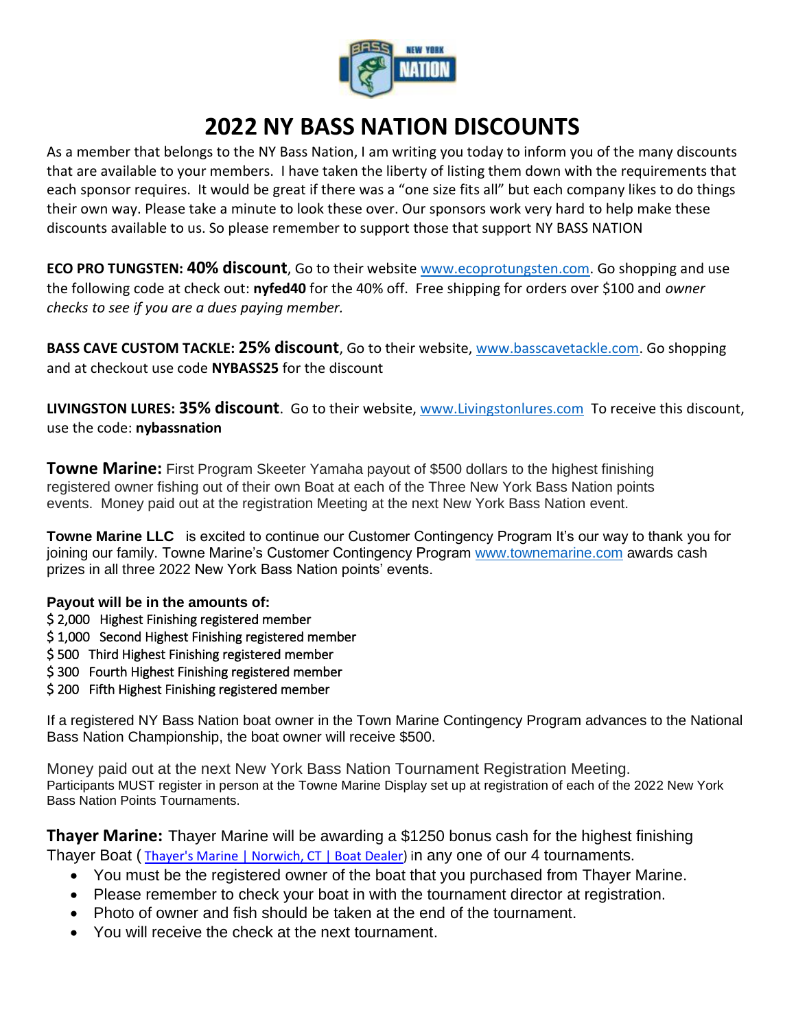# 2022 NY BASS NATION DISCOUNTS

As a member that belongs to the NY Bass Nation, I am writing you today to inform you of the many discounts that are available to your members. I have taken the liberty of listing them down with the requirements that each sponsor requires. It would be great if there was a "one size fits all" but each company likes to do things their own way. Please take a minute to look these over. Our sponsors work very hard to help make these discounts available to us. So please remember to support those that support NY BASS NATION

**ECO PRO TUNGSTEN: 40% discount**, Go to their website www.ecoprotungsten.com. Go shopping and use the following code at check out: **nyfed40** for the 40% off. Free shipping for orders over $100 and *owner checks to see if you are a dues paying member.*

**BASS CAVE CUSTOM TACKLE: 25% discount**, Go to their website, www.basscavetackle.com. Go shopping and at checkout use code **NYBASS25** for the discount

**LIVINGSTON LURES: 35% discount**. Go to their website, www.Livingstonlures.com To receive this discount, use the code: **nybassnation**

**Towne Marine:** First Program Skeeter Yamaha payout of $500 dollars to the highest finishing registered owner fishing out of their own Boat at each of the Three New York Bass Nation points events. Money paid out at the registration Meeting at the next New York Bass Nation event.

**Towne Marine LLC** is excited to continue our Customer Contingency Program It's our way to thank you for joining our family. Towne Marine's Customer Contingency Program www.townemarine.com awards cash prizes in all three 2022 New York Bass Nation points' events.

**Payout will be in the amounts of:**

$ 2,000 Highest Finishing registered member
$ 1,000 Second Highest Finishing registered member
$ 500 Third Highest Finishing registered member
$ 300 Fourth Highest Finishing registered member
$ 200 Fifth Highest Finishing registered member

If a registered NY Bass Nation boat owner in the Town Marine Contingency Program advances to the National Bass Nation Championship, the boat owner will receive $500.

Money paid out at the next New York Bass Nation Tournament Registration Meeting.
Participants MUST register in person at the Towne Marine Display set up at registration of each of the 2022 New York Bass Nation Points Tournaments.

**Thayer Marine:** Thayer Marine will be awarding a $1250 bonus cash for the highest finishing Thayer Boat ( Thayer's Marine | Norwich, CT | Boat Dealer) in any one of our 4 tournaments.

- You must be the registered owner of the boat that you purchased from Thayer Marine.
- Please remember to check your boat in with the tournament director at registration.
- Photo of owner and fish should be taken at the end of the tournament.
- You will receive the check at the next tournament.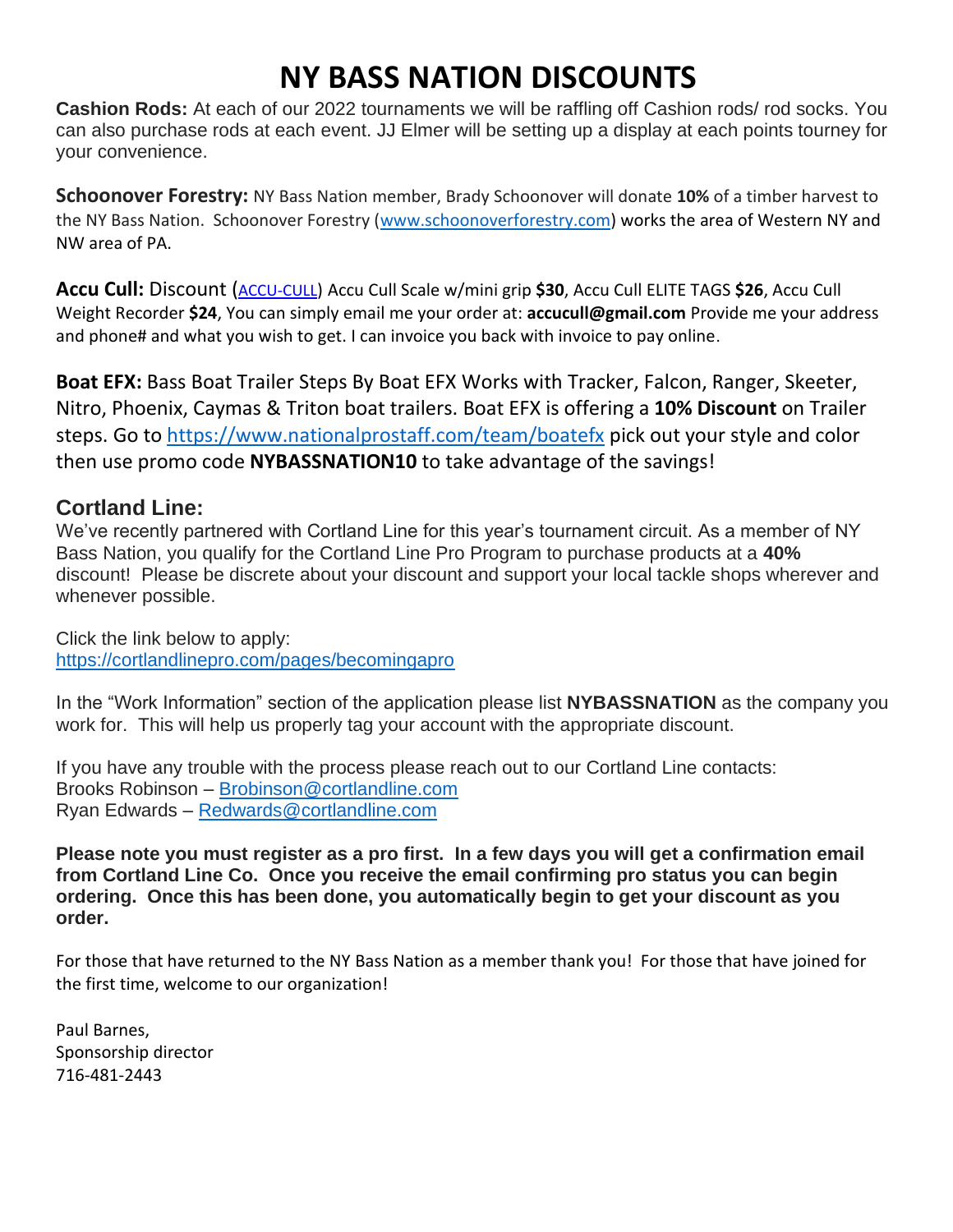# NY BASS NATION DISCOUNTS

**Cashion Rods:** At each of our 2022 tournaments we will be raffling off Cashion rods/ rod socks. You can also purchase rods at each event. JJ Elmer will be setting up a display at each points tourney for your convenience.

**Schoonover Forestry:** NY Bass Nation member, Brady Schoonover will donate **10%** of a timber harvest to the NY Bass Nation. Schoonover Forestry (www.schoonoverforestry.com) works the area of Western NY and NW area of PA.

**Accu Cull:** Discount (ACCU-CULL) Accu Cull Scale w/mini grip **$30**, Accu Cull ELITE TAGS **$26**, Accu Cull Weight Recorder **$24**, You can simply email me your order at: **accucull@gmail.com** Provide me your address and phone# and what you wish to get. I can invoice you back with invoice to pay online.

**Boat EFX:** Bass Boat Trailer Steps By Boat EFX Works with Tracker, Falcon, Ranger, Skeeter, Nitro, Phoenix, Caymas & Triton boat trailers. Boat EFX is offering a **10% Discount** on Trailer steps. Go to https://www.nationalprostaff.com/team/boatefx pick out your style and color then use promo code **NYBASSNATION10** to take advantage of the savings!

## Cortland Line:

We've recently partnered with Cortland Line for this year's tournament circuit. As a member of NY Bass Nation, you qualify for the Cortland Line Pro Program to purchase products at a **40%** discount! Please be discrete about your discount and support your local tackle shops wherever and whenever possible.

Click the link below to apply:
https://cortlandlinepro.com/pages/becomingapro

In the "Work Information" section of the application please list **NYBASSNATION** as the company you work for. This will help us properly tag your account with the appropriate discount.

If you have any trouble with the process please reach out to our Cortland Line contacts:
Brooks Robinson – Brobinson@cortlandline.com
Ryan Edwards – Redwards@cortlandline.com

**Please note you must register as a pro first. In a few days you will get a confirmation email from Cortland Line Co. Once you receive the email confirming pro status you can begin ordering. Once this has been done, you automatically begin to get your discount as you order.**

For those that have returned to the NY Bass Nation as a member thank you! For those that have joined for the first time, welcome to our organization!

Paul Barnes,
Sponsorship director
716-481-2443